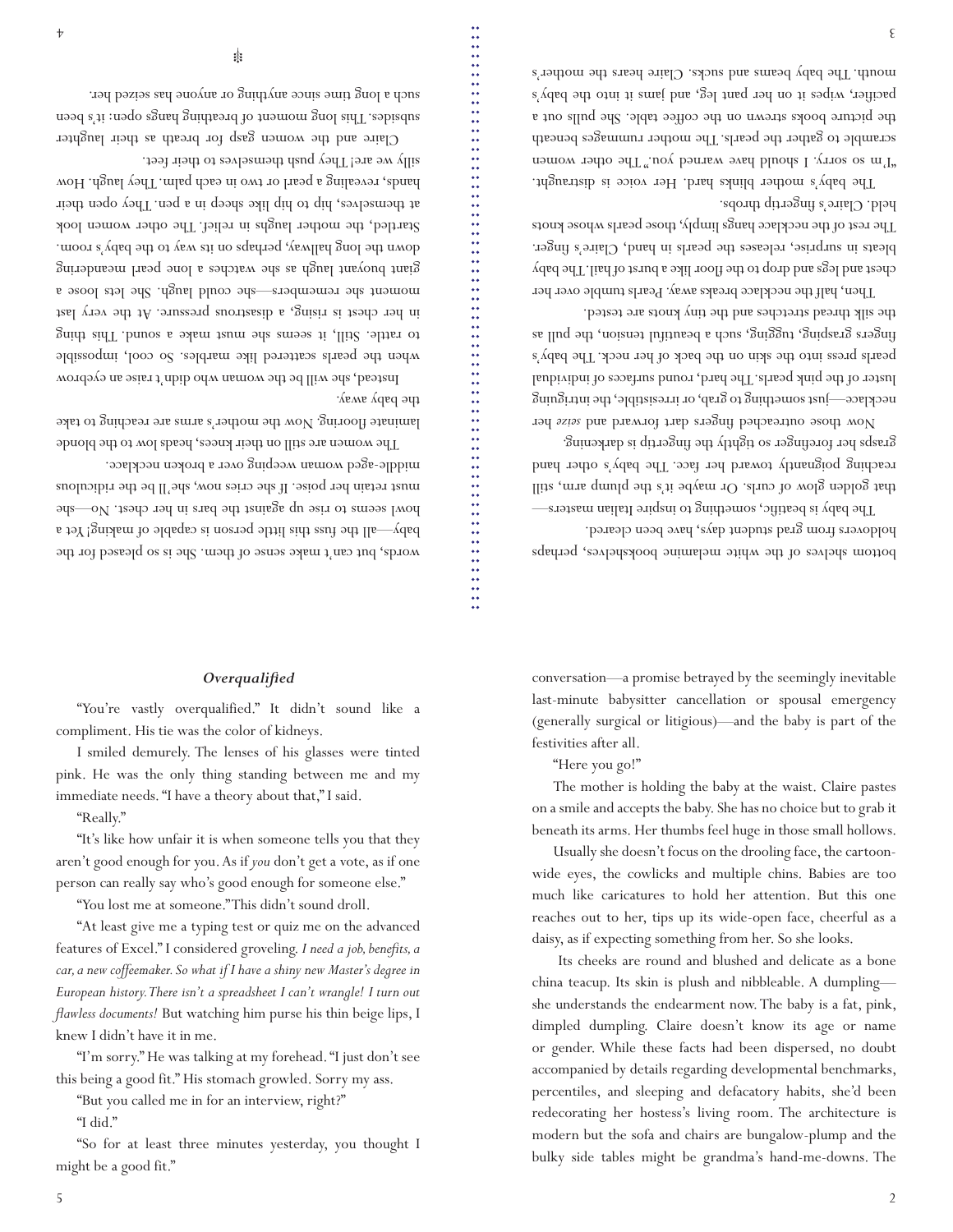conversation—a promise betrayed by the seemingly inevitable last-minute babysitter cancellation or spousal emergency (generally surgical or litigious)—and the baby is part of the festivities after all.

"Here you go!"

The mother is holding the baby at the waist. Claire pastes on a smile and accepts the baby. She has no choice but to grab it beneath its arms. Her thumbs feel huge in those small hollows.

Usually she doesn't focus on the drooling face, the cartoon-wide eyes, the cowlicks and multiple chins. Babies are too much like caricatures to hold her attention. But this one reaches out to her, tips up its wide-open face, cheerful as a daisy, as if expecting something from her. So she looks.

Its cheeks are round and blushed and delicate as a bone china teacup. Its skin is plush and nibbleable. A dumpling—she understands the endearment now. The baby is a fat, pink, dimpled dumpling. Claire doesn't know its age or name or gender. While these facts had been dispersed, no doubt accompanied by details regarding developmental benchmarks, percentiles, and sleeping and defacatory habits, she'd been redecorating her hostess's living room. The architecture is modern but the sofa and chairs are bungalow-plump and the bulky side tables might be grandma's hand-me-downs. The bottom shelves of the white melamine bookshelves, perhaps holdovers from grad student days, have been cleared.

The baby is beatific, something to inspire Italian masters—that golden glow of curls. Or maybe it's the plump arm, still reaching poignantly toward her face. The baby's other hand grasps her forefinger so tightly the fingertip is darkening.

Now those outreached fingers dart forward and *seize* her necklace—just something to grab, or irresistible, the intriguing luster of the pink pearls. The hard, round surfaces of individual pearls press into the skin on the back of her neck. The baby's fingers grasping, tugging, such a beautiful tension, the pull as the silk thread stretches and the tiny knots are tested.

Then, half the necklace breaks away. Pearls tumble over her chest and legs and drop to the floor like a burst of hail. The baby bleats in surprise, releases the pearls in hand, Claire's finger. The rest of the necklace hangs limply, those pearls whose knots held. Claire's fingertip throbs.

The baby's mother blinks hard. Her voice is distraught. "I'm so sorry. I should have warned you." The other women scramble to gather the pearls. The mother rummages beneath the picture books strewn on the coffee table. She pulls out a pacifier, wipes it on her pant leg, and jams it into the baby's mouth. The baby beams and sucks. Claire hears the mother's words, but can't make sense of them. She is so pleased for the baby—all the fuss this little person is capable of making! Yet a howl seems to rise up against the bars in her chest. No—she must retain her poise. If she cries now, she'll be the ridiculous middle-aged woman weeping over a broken necklace.

The women are still on their knees, heads low to the blonde laminate flooring. Now the mother's arms are reaching to take the baby away.

Instead, she will be the woman who didn't raise an eyebrow when the pearls scattered like marbles. So cool, impossible to rattle. Still, it seems she must make a sound. This thing in her chest is rising, a disastrous pressure. At the very last moment she remembers—she could laugh. She lets loose a giant buoyant laugh as she watches a lone pearl meandering down the long hallway, perhaps on its way to the baby's room. Startled, the mother laughs in relief. The other women look at themselves, hip to hip like sheep in a pen. They open their hands, revealing a pearl or two in each palm. They laugh. How silly we are! They push themselves to their feet.

Claire and the women gasp for breath as their laughter subsides. This long moment of breathing hangs open: it's been such a long time since anything or anyone has seized her.

## *Overqualified*

"You're vastly overqualified." It didn't sound like a compliment. His tie was the color of kidneys.

I smiled demurely. The lenses of his glasses were tinted pink. He was the only thing standing between me and my immediate needs. "I have a theory about that," I said.

"Really."

"It's like how unfair it is when someone tells you that they aren't good enough for you. As if *you* don't get a vote, as if one person can really say who's good enough for someone else."

"You lost me at someone." This didn't sound droll.

"At least give me a typing test or quiz me on the advanced features of Excel." I considered groveling. *I need a job, benefits, a car, a new coffeemaker. So what if I have a shiny new Master's degree in European history. There isn't a spreadsheet I can't wrangle! I turn out flawless documents!* But watching him purse his thin beige lips, I knew I didn't have it in me.

"I'm sorry." He was talking at my forehead. "I just don't see this being a good fit." His stomach growled. Sorry my ass.

"But you called me in for an interview, right?"

"I did."

"So for at least three minutes yesterday, you thought I might be a good fit."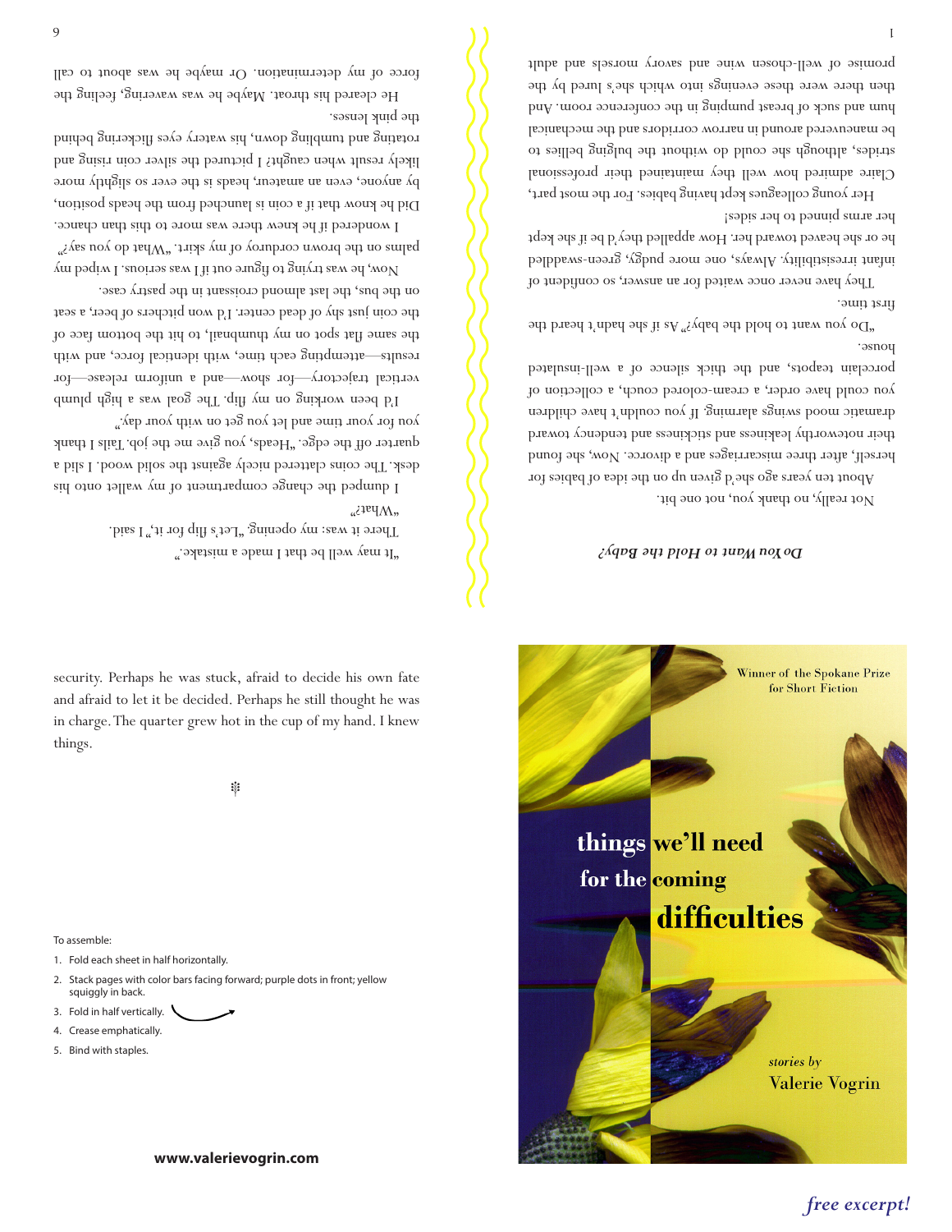*Do You Want to Hold the Baby?*

Not really, no thank you, not one bit.

About ten years ago she'd given up on the idea of babies for herself, after three miscarriages and a divorce. Now, she found their noteworthy leakiness and stickiness and tendency toward dramatic mood swings alarming. If you couldn't have children you could have order, a cream-colored couch, a collection of porcelain teapots, and the thick silence of a well-insulated house.

"Do you want to hold the baby?" As if she hadn't heard the first time.

They have never once waited for an answer, so confident of infant irresistibility. Always, one more pudgy, green-swaddled he or she heaved toward her. How appalled they'd be if she kept her arms pinned to her sides!

Her young colleagues kept having babies. For the most part, Claire admired how well they maintained their professional strides, although she could do without the bulging bellies to be maneuvered around in narrow corridors and the mechanical hum and suck of breast pumping in the conference room. And then there were these evenings into which she's lured by the promise of well-chosen wine and savory morsels and adult

"It may well be that I made a mistake."

There it was: my opening. "Let's flip for it," I said.

"What?"

I dumped the change compartment of my wallet onto his desk. The coins clattered nicely against the solid wood. I slid a quarter off the edge. "Heads, you give me the job. Tails I thank you for your time and let you get on with your day."

I'd been working on my flip. The goal was a high plumb vertical trajectory—for show—and a uniform release—for results—attempting each time, with identical force, and with the same flat spot on my thumbnail, to hit the bottom face of the coin just shy of dead center. I'd won pitchers of beer, a seat on the bus, the last almond croissant in the pastry case.

Now, he was trying to figure out if I was serious. I wiped my palms on the brown corduroy of my skirt. "What do you say?"

I wondered if he knew there was more to this than chance. Did he know that if a coin is launched from the heads position, by anyone, even an amateur, heads is the ever so slightly more likely result when caught? I pictured the silver coin rising and rotating and tumbling down, his watery eyes flickering behind the pink lenses.

He cleared his throat. Maybe he was wavering, feeling the force of my determination. Or maybe he was about to call security. Perhaps he was stuck, afraid to decide his own fate and afraid to let it be decided. Perhaps he still thought he was in charge. The quarter grew hot in the cup of my hand. I knew things.

Winner of the Spokane Prize for Short Fiction

# things we'll need for the coming difficulties

*stories by* Valerie Vogrin

To assemble:

1. Fold each sheet in half horizontally.
2. Stack pages with color bars facing forward; purple dots in front; yellow squiggly in back.
3. Fold in half vertically.
4. Crease emphatically.
5. Bind with staples.

**www.valerievogrin.com**

*free excerpt!*